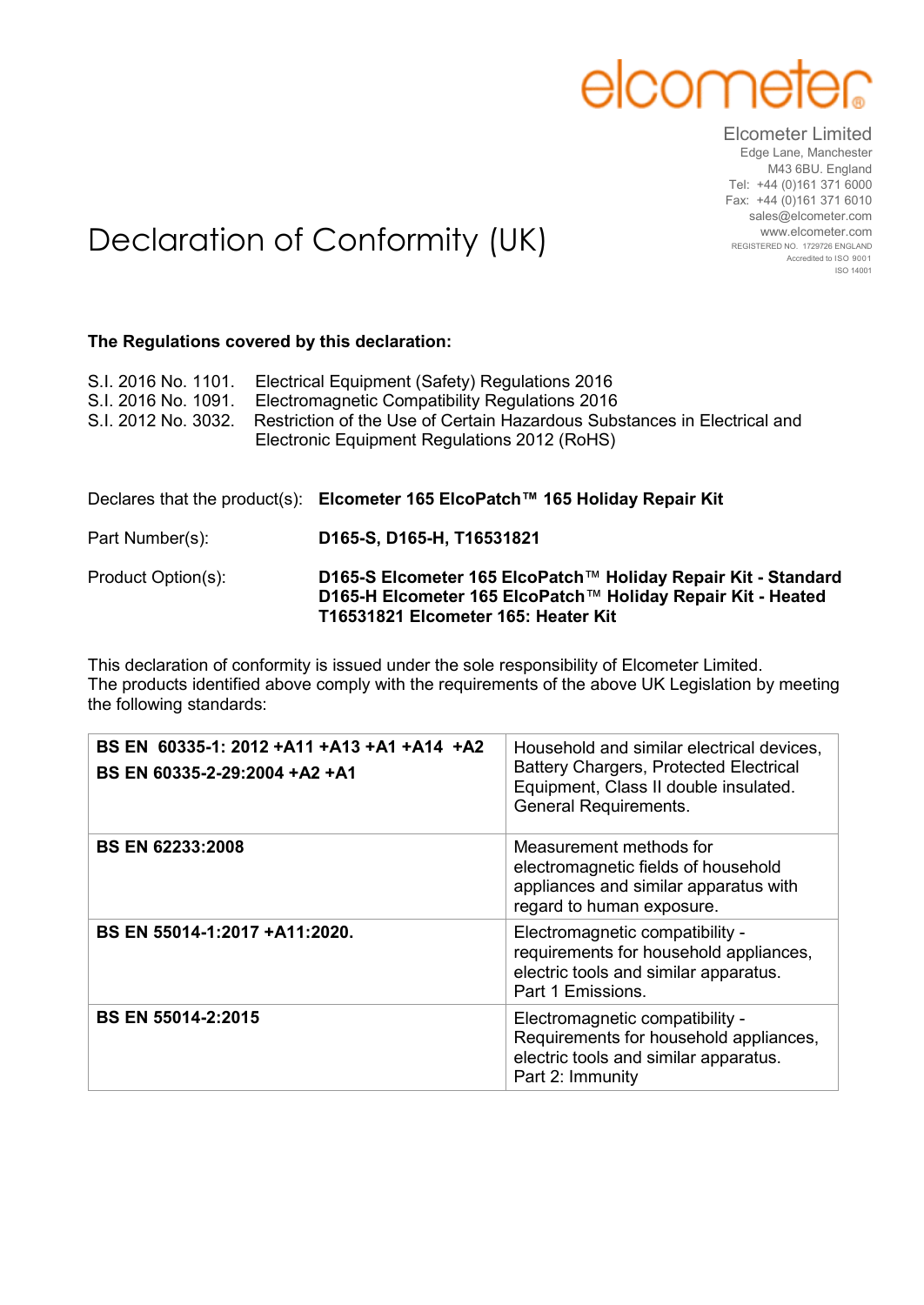elcometer

Elcometer Limited
Edge Lane, Manchester
M43 6BU. England
Tel: +44 (0)161 371 6000
Fax: +44 (0)161 371 6010
sales@elcometer.com
www.elcometer.com
REGISTERED NO. 1729726 ENGLAND
Accredited to ISO 9001
ISO 14001

# Declaration of Conformity (UK)

**The Regulations covered by this declaration:**

S.I. 2016 No. 1101. Electrical Equipment (Safety) Regulations 2016
S.I. 2016 No. 1091. Electromagnetic Compatibility Regulations 2016
S.I. 2012 No. 3032. Restriction of the Use of Certain Hazardous Substances in Electrical and Electronic Equipment Regulations 2012 (RoHS)

Declares that the product(s): **Elcometer 165 ElcoPatch™ 165 Holiday Repair Kit**

Part Number(s): **D165-S, D165-H, T16531821**

Product Option(s):
**D165-S Elcometer 165 ElcoPatch™ Holiday Repair Kit - Standard**
**D165-H Elcometer 165 ElcoPatch™ Holiday Repair Kit - Heated**
**T16531821 Elcometer 165: Heater Kit**

This declaration of conformity is issued under the sole responsibility of Elcometer Limited.
The products identified above comply with the requirements of the above UK Legislation by meeting the following standards:

| Standard | Description |
|---|---|
| **BS EN 60335-1: 2012 +A11 +A13 +A1 +A14 +A2**<br>**BS EN 60335-2-29:2004 +A2 +A1** | Household and similar electrical devices, Battery Chargers, Protected Electrical Equipment, Class II double insulated. General Requirements. |
| **BS EN 62233:2008** | Measurement methods for electromagnetic fields of household appliances and similar apparatus with regard to human exposure. |
| **BS EN 55014-1:2017 +A11:2020.** | Electromagnetic compatibility - requirements for household appliances, electric tools and similar apparatus. Part 1 Emissions. |
| **BS EN 55014-2:2015** | Electromagnetic compatibility - Requirements for household appliances, electric tools and similar apparatus. Part 2: Immunity |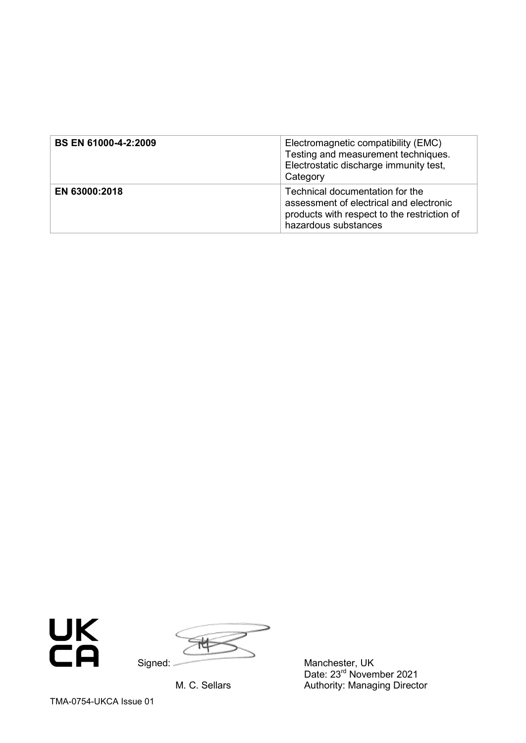| | |
|---|---|
| **BS EN 61000-4-2:2009** | Electromagnetic compatibility (EMC) Testing and measurement techniques. Electrostatic discharge immunity test, Category |
| **EN 63000:2018** | Technical documentation for the assessment of electrical and electronic products with respect to the restriction of hazardous substances |

UK
CA

Signed:

M. C. Sellars

Manchester, UK
Date: 23rd November 2021
Authority: Managing Director

TMA-0754-UKCA Issue 01